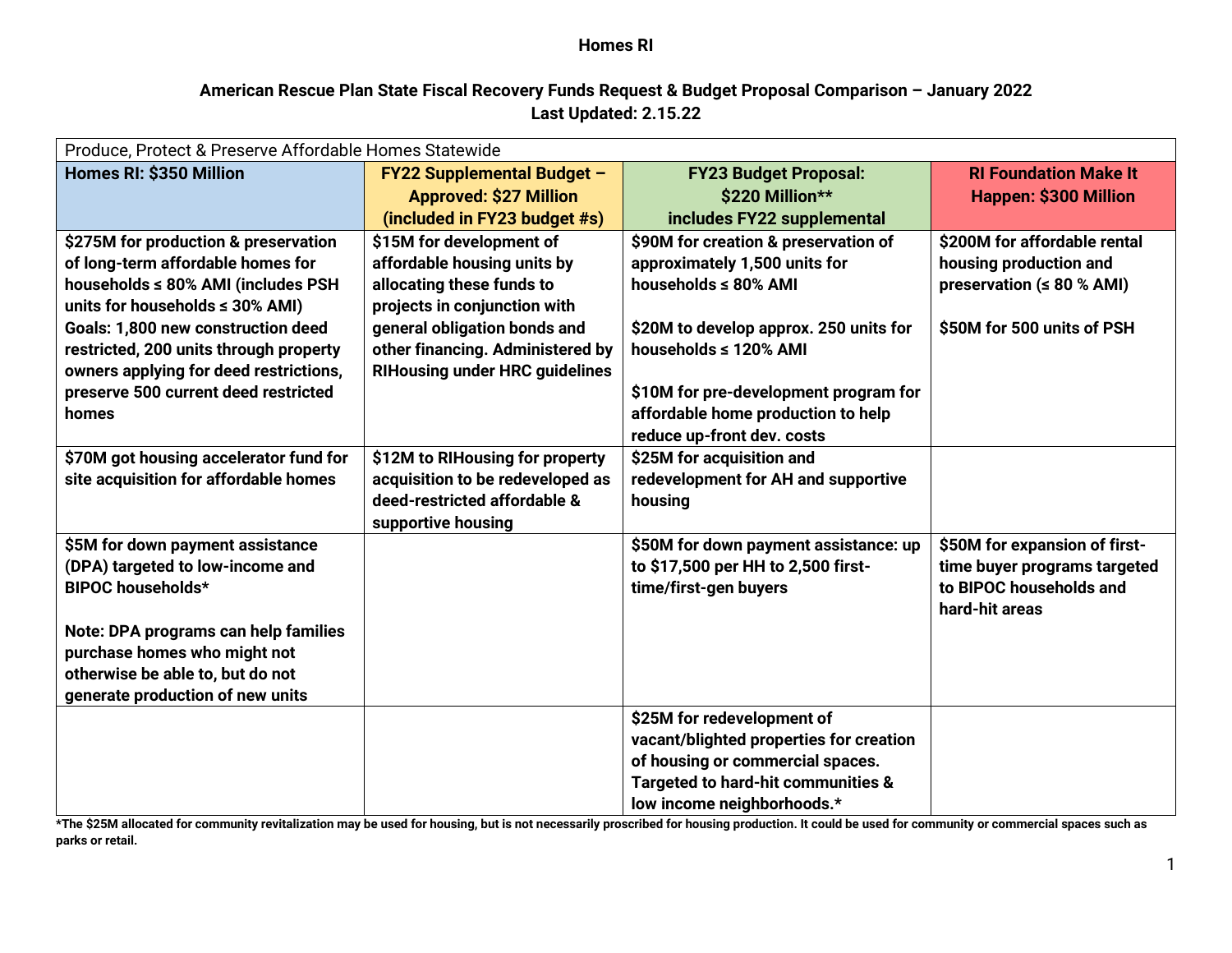# Homes RI

## American Rescue Plan State Fiscal Recovery Funds Request & Budget Proposal Comparison – January 2022
### Last Updated: 2.15.22

| Produce, Protect & Preserve Affordable Homes Statewide | | | |
|---|---|---|---|
| **Homes RI: $350 Million** | **FY22 Supplemental Budget – Approved: $27 Million (included in FY23 budget #s)** | **FY23 Budget Proposal: $220 Million** includes FY22 supplemental** | **RI Foundation Make It Happen: $300 Million** |
| **$275M for production & preservation of long-term affordable homes for households ≤ 80% AMI (includes PSH units for households ≤ 30% AMI) Goals: 1,800 new construction deed restricted, 200 units through property owners applying for deed restrictions, preserve 500 current deed restricted homes** | **$15M for development of affordable housing units by allocating these funds to projects in conjunction with general obligation bonds and other financing. Administered by RIHousing under HRC guidelines** | **$90M for creation & preservation of approximately 1,500 units for households ≤ 80% AMI**<br><br>**$20M to develop approx. 250 units for households ≤ 120% AMI**<br><br>**$10M for pre-development program for affordable home production to help reduce up-front dev. costs** | **$200M for affordable rental housing production and preservation (≤ 80 % AMI)**<br><br>**$50M for 500 units of PSH** |
| **$70M got housing accelerator fund for site acquisition for affordable homes** | **$12M to RIHousing for property acquisition to be redeveloped as deed-restricted affordable & supportive housing** | **$25M for acquisition and redevelopment for AH and supportive housing** | |
| **$5M for down payment assistance (DPA) targeted to low-income and BIPOC households***<br><br>**Note: DPA programs can help families purchase homes who might not otherwise be able to, but do not generate production of new units** | | **$50M for down payment assistance: up to $17,500 per HH to 2,500 first-time/first-gen buyers** | **$50M for expansion of first-time buyer programs targeted to BIPOC households and hard-hit areas** |
| | | **$25M for redevelopment of vacant/blighted properties for creation of housing or commercial spaces. Targeted to hard-hit communities & low income neighborhoods.*** | |

**\*The $25M allocated for community revitalization may be used for housing, but is not necessarily proscribed for housing production. It could be used for community or commercial spaces such as parks or retail.**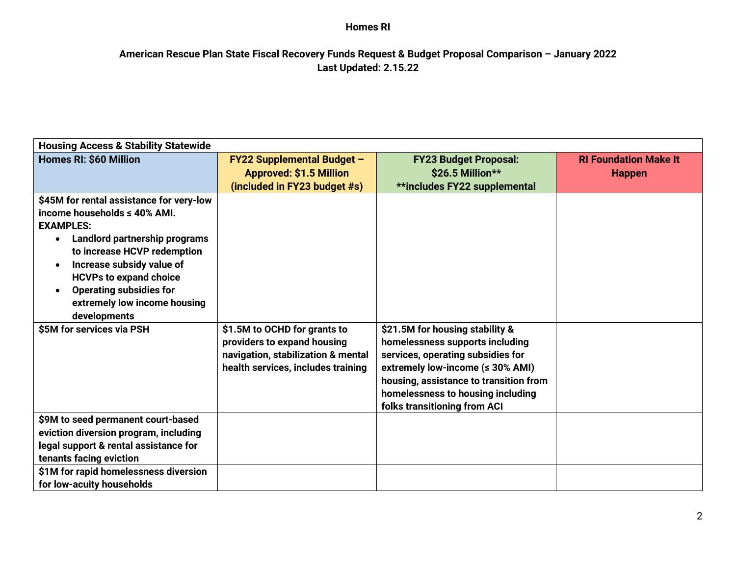**Homes RI**

**American Rescue Plan State Fiscal Recovery Funds Request & Budget Proposal Comparison – January 2022**
**Last Updated: 2.15.22**

| Housing Access & Stability Statewide | | | |
|---|---|---|---|
| **Homes RI: $60 Million** | **FY22 Supplemental Budget – Approved: $1.5 Million (included in FY23 budget #s)** | **FY23 Budget Proposal: $26.5 Million\*\* \*\*includes FY22 supplemental** | **RI Foundation Make It Happen** |
| **$45M for rental assistance for very-low income households ≤ 40% AMI. EXAMPLES:** <br>• **Landlord partnership programs to increase HCVP redemption** <br>• **Increase subsidy value of HCVPs to expand choice** <br>• **Operating subsidies for extremely low income housing developments** | | | |
| **$5M for services via PSH** | **$1.5M to OCHD for grants to providers to expand housing navigation, stabilization & mental health services, includes training** | **$21.5M for housing stability & homelessness supports including services, operating subsidies for extremely low-income (≤ 30% AMI) housing, assistance to transition from homelessness to housing including folks transitioning from ACI** | |
| **$9M to seed permanent court-based eviction diversion program, including legal support & rental assistance for tenants facing eviction** | | | |
| **$1M for rapid homelessness diversion for low-acuity households** | | | |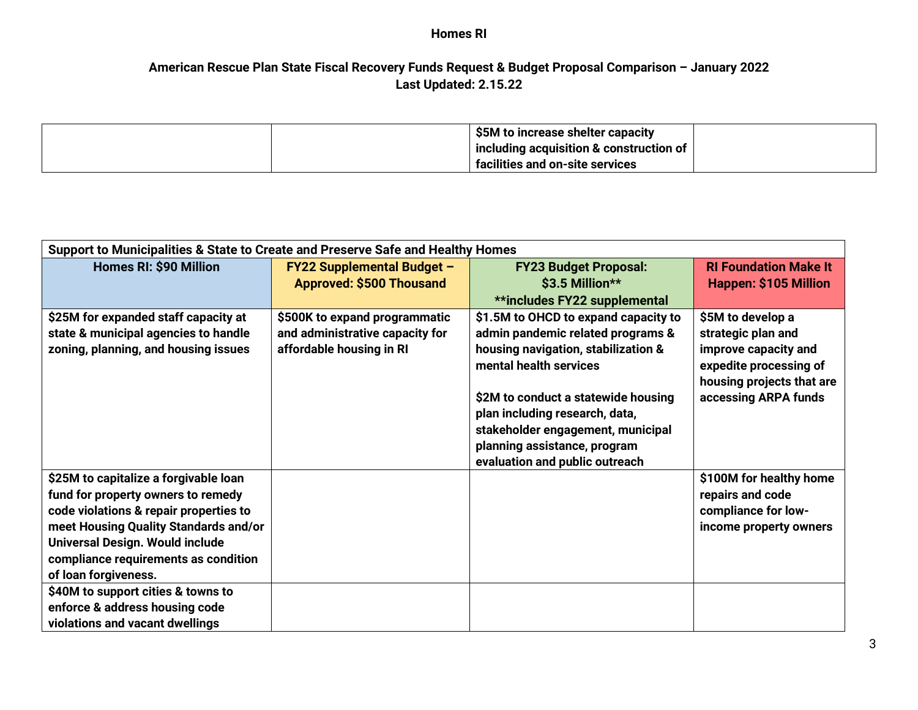**Homes RI**

**American Rescue Plan State Fiscal Recovery Funds Request & Budget Proposal Comparison – January 2022**
**Last Updated: 2.15.22**

| | | | |
|---|---|---|---|
| | | $5M to increase shelter capacity including acquisition & construction of facilities and on-site services | |

| Support to Municipalities & State to Create and Preserve Safe and Healthy Homes | | | |
|---|---|---|---|
| **Homes RI: $90 Million** | **FY22 Supplemental Budget – Approved: $500 Thousand** | **FY23 Budget Proposal: $3.5 Million** \*\*includes FY22 supplemental** | **RI Foundation Make It Happen: $105 Million** |
| $25M for expanded staff capacity at state & municipal agencies to handle zoning, planning, and housing issues | $500K to expand programmatic and administrative capacity for affordable housing in RI | $1.5M to OHCD to expand capacity to admin pandemic related programs & housing navigation, stabilization & mental health services<br><br>$2M to conduct a statewide housing plan including research, data, stakeholder engagement, municipal planning assistance, program evaluation and public outreach | $5M to develop a strategic plan and improve capacity and expedite processing of housing projects that are accessing ARPA funds |
| $25M to capitalize a forgivable loan fund for property owners to remedy code violations & repair properties to meet Housing Quality Standards and/or Universal Design. Would include compliance requirements as condition of loan forgiveness. | | | $100M for healthy home repairs and code compliance for low-income property owners |
| $40M to support cities & towns to enforce & address housing code violations and vacant dwellings | | | |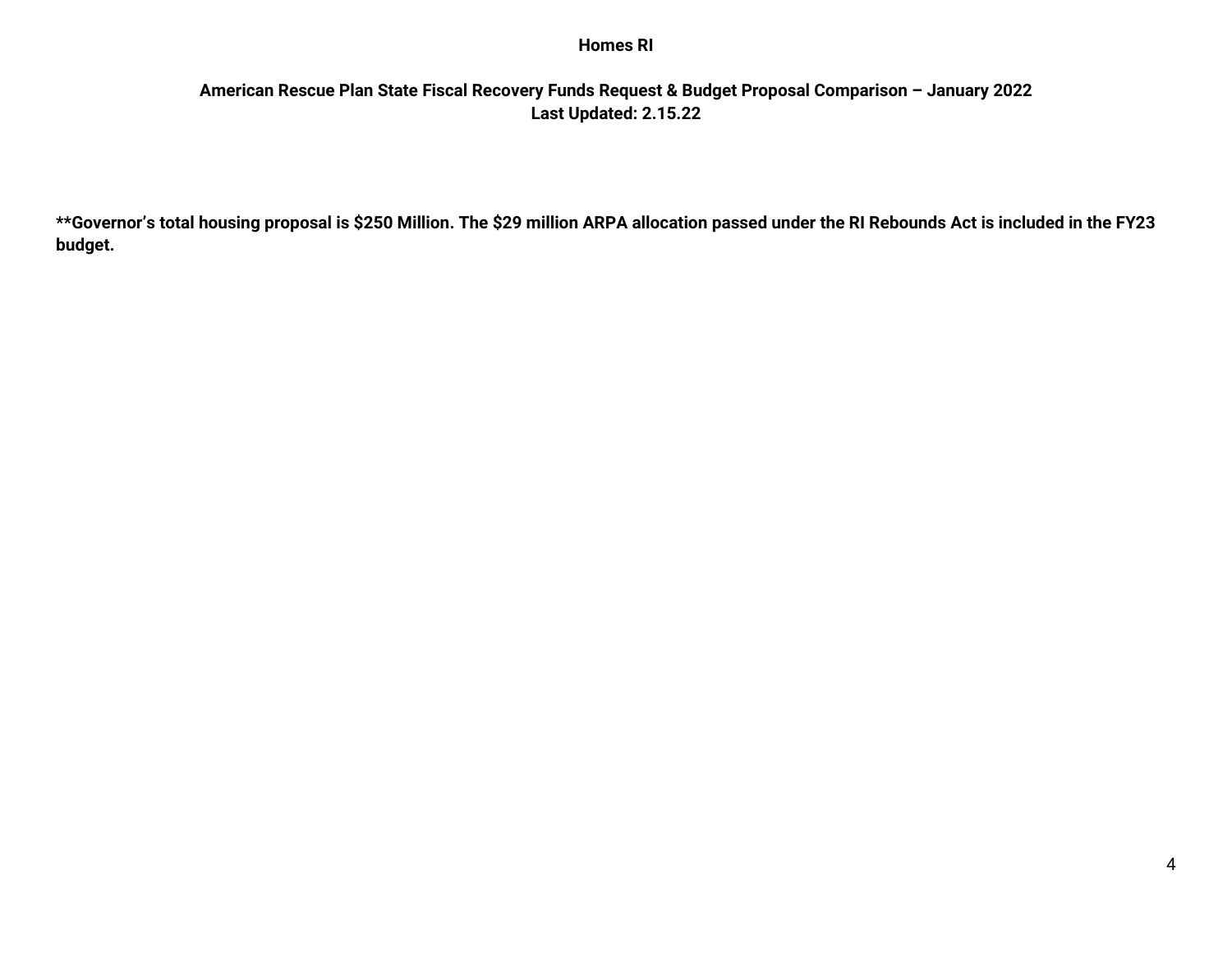**Homes RI**

**American Rescue Plan State Fiscal Recovery Funds Request & Budget Proposal Comparison – January 2022**
**Last Updated: 2.15.22**

****Governor's total housing proposal is $250 Million. The $29 million ARPA allocation passed under the RI Rebounds Act is included in the FY23 budget.**